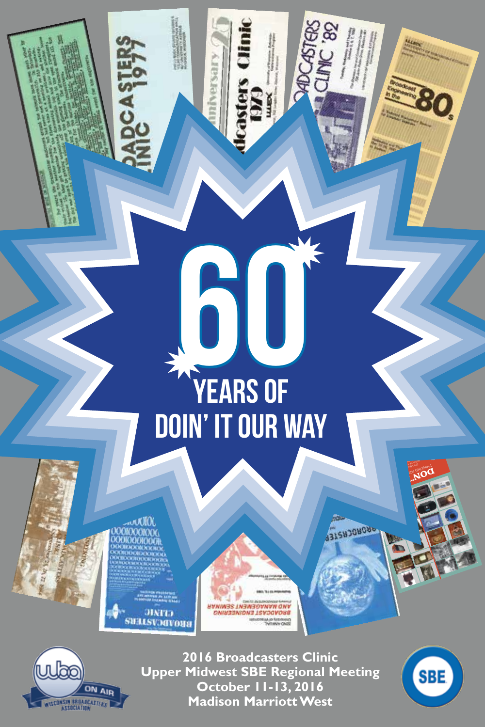# 60

## YEARS OF DOIN' IT OUR WAY

**2016 Broadcasters Clinic**
**Upper Midwest SBE Regional Meeting**
**October 11-13, 2016**
**Madison Marriott West**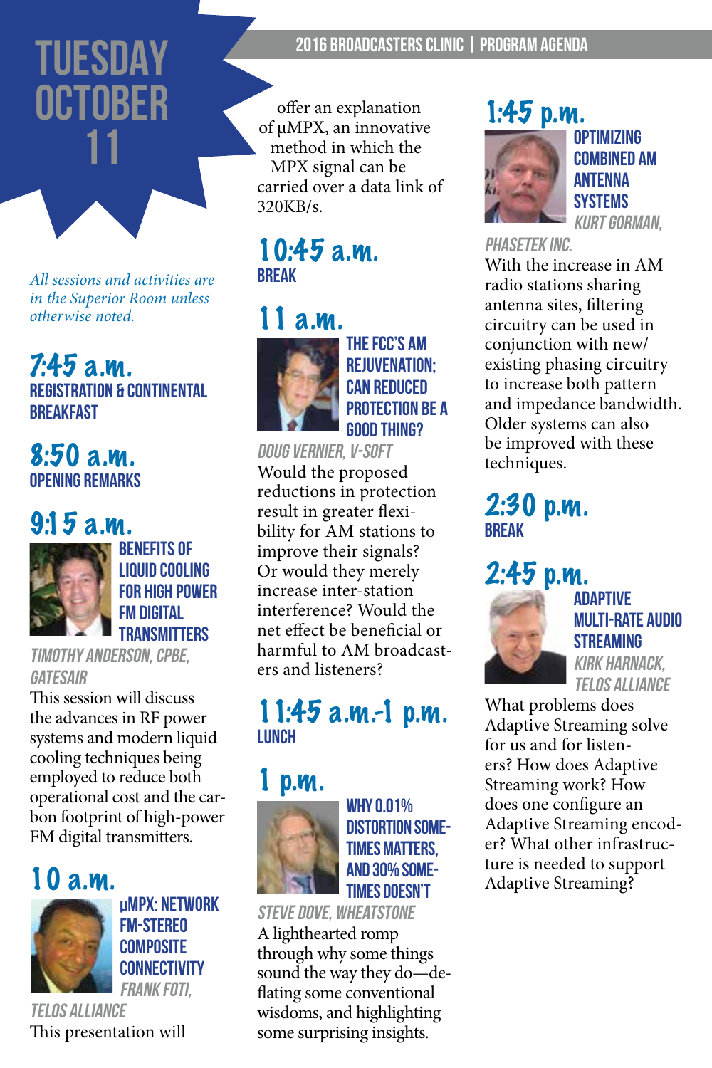# TUESDAY OCTOBER 11

*All sessions and activities are in the Superior Room unless otherwise noted.*

## 7:45 a.m.
**REGISTRATION & CONTINENTAL BREAKFAST**

## 8:50 a.m.
**OPENING REMARKS**

## 9:15 a.m.
**BENEFITS OF LIQUID COOLING FOR HIGH POWER FM DIGITAL TRANSMITTERS**

*TIMOTHY ANDERSON, CPBE, GATESAIR*

This session will discuss the advances in RF power systems and modern liquid cooling techniques being employed to reduce both operational cost and the carbon footprint of high-power FM digital transmitters.

## 10 a.m.
**µMPX: NETWORK FM-STEREO COMPOSITE CONNECTIVITY**

*FRANK FOTI, TELOS ALLIANCE*

This presentation will offer an explanation of µMPX, an innovative method in which the MPX signal can be carried over a data link of 320KB/s.

## 10:45 a.m.
**BREAK**

## 11 a.m.
**THE FCC'S AM REJUVENATION; CAN REDUCED PROTECTION BE A GOOD THING?**

*DOUG VERNIER, V-SOFT*

Would the proposed reductions in protection result in greater flexibility for AM stations to improve their signals? Or would they merely increase inter-station interference? Would the net effect be beneficial or harmful to AM broadcasters and listeners?

## 11:45 a.m.-1 p.m.
**LUNCH**

## 1 p.m.
**WHY 0.01% DISTORTION SOMETIMES MATTERS, AND 30% SOMETIMES DOESN'T**

*STEVE DOVE, WHEATSTONE*

A lighthearted romp through why some things sound the way they do—deflating some conventional wisdoms, and highlighting some surprising insights.

## 1:45 p.m.
**OPTIMIZING COMBINED AM ANTENNA SYSTEMS**

*KURT GORMAN, PHASETEK INC.*

With the increase in AM radio stations sharing antenna sites, filtering circuitry can be used in conjunction with new/existing phasing circuitry to increase both pattern and impedance bandwidth. Older systems can also be improved with these techniques.

## 2:30 p.m.
**BREAK**

## 2:45 p.m.
**ADAPTIVE MULTI-RATE AUDIO STREAMING**

*KIRK HARNACK, TELOS ALLIANCE*

What problems does Adaptive Streaming solve for us and for listeners? How does Adaptive Streaming work? How does one configure an Adaptive Streaming encoder? What other infrastructure is needed to support Adaptive Streaming?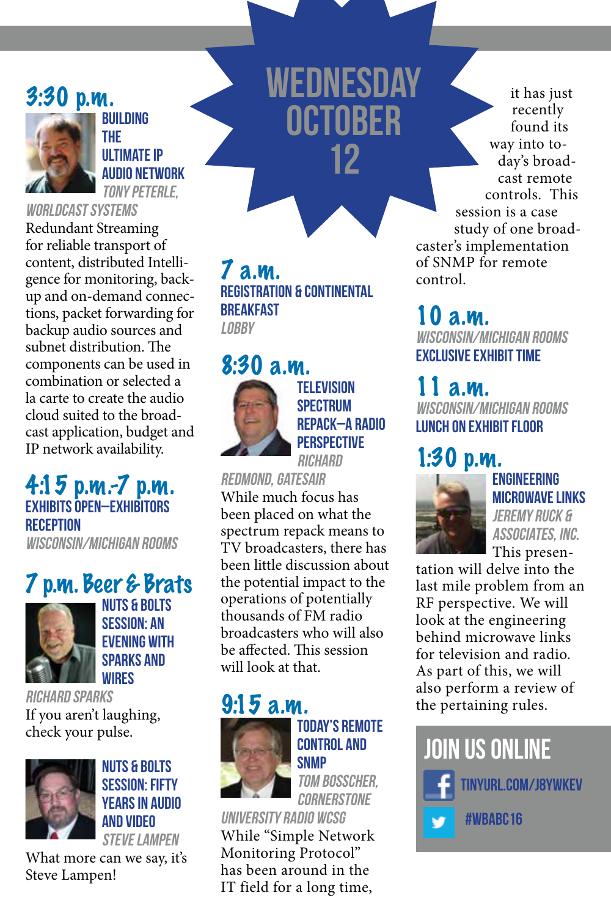# WEDNESDAY OCTOBER 12

## 7 a.m.

**REGISTRATION & CONTINENTAL BREAKFAST**

*LOBBY*

## 8:30 a.m.

**TELEVISION SPECTRUM REPACK—A RADIO PERSPECTIVE**

*RICHARD REDMOND, GATESAIR*

While much focus has been placed on what the spectrum repack means to TV broadcasters, there has been little discussion about the potential impact to the operations of potentially thousands of FM radio broadcasters who will also be affected. This session will look at that.

## 9:15 a.m.

**TODAY'S REMOTE CONTROL AND SNMP**

*TOM BOSSCHER, CORNERSTONE UNIVERSITY RADIO WCSG*

While "Simple Network Monitoring Protocol" has been around in the IT field for a long time, it has just recently found its way into today's broadcast remote controls. This session is a case study of one broadcaster's implementation of SNMP for remote control.

## 10 a.m.

*WISCONSIN/MICHIGAN ROOMS*

**EXCLUSIVE EXHIBIT TIME**

## 11 a.m.

*WISCONSIN/MICHIGAN ROOMS*

**LUNCH ON EXHIBIT FLOOR**

## 1:30 p.m.

**ENGINEERING MICROWAVE LINKS**

*JEREMY RUCK & ASSOCIATES, INC.*

This presentation will delve into the last mile problem from an RF perspective. We will look at the engineering behind microwave links for television and radio. As part of this, we will also perform a review of the pertaining rules.

## 3:30 p.m.

**BUILDING THE ULTIMATE IP AUDIO NETWORK**

*TONY PETERLE, WORLDCAST SYSTEMS*

Redundant Streaming for reliable transport of content, distributed Intelligence for monitoring, backup and on-demand connections, packet forwarding for backup audio sources and subnet distribution. The components can be used in combination or selected a la carte to create the audio cloud suited to the broadcast application, budget and IP network availability.

## 4:15 p.m.-7 p.m.

**EXHIBITS OPEN—EXHIBITORS RECEPTION**

*WISCONSIN/MICHIGAN ROOMS*

## 7 p.m. Beer & Brats

**NUTS & BOLTS SESSION: AN EVENING WITH SPARKS AND WIRES**

*RICHARD SPARKS*

If you aren't laughing, check your pulse.

**NUTS & BOLTS SESSION: FIFTY YEARS IN AUDIO AND VIDEO**

*STEVE LAMPEN*

What more can we say, it's Steve Lampen!

## JOIN US ONLINE

TINYURL.COM/J8YWKEV

#WBABC16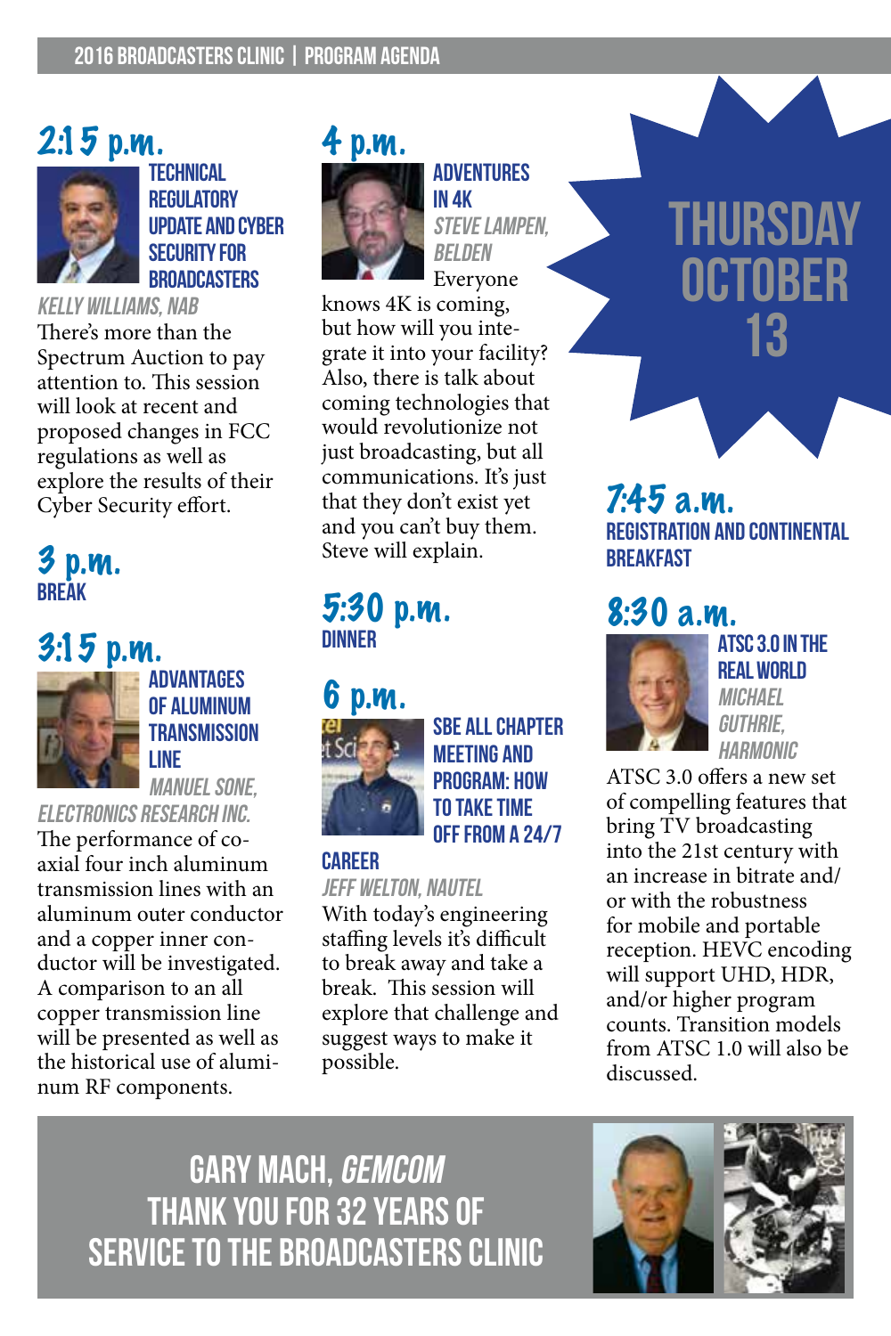## 2:15 p.m.

### TECHNICAL REGULATORY UPDATE AND CYBER SECURITY FOR BROADCASTERS

*KELLY WILLIAMS, NAB*

There's more than the Spectrum Auction to pay attention to. This session will look at recent and proposed changes in FCC regulations as well as explore the results of their Cyber Security effort.

## 3 p.m.

### BREAK

## 3:15 p.m.

### ADVANTAGES OF ALUMINUM TRANSMISSION LINE

*MANUEL SONE, ELECTRONICS RESEARCH INC.*

The performance of coaxial four inch aluminum transmission lines with an aluminum outer conductor and a copper inner conductor will be investigated. A comparison to an all copper transmission line will be presented as well as the historical use of aluminum RF components.

## 4 p.m.

### ADVENTURES IN 4K

*STEVE LAMPEN, BELDEN*

Everyone knows 4K is coming, but how will you integrate it into your facility? Also, there is talk about coming technologies that would revolutionize not just broadcasting, but all communications. It's just that they don't exist yet and you can't buy them. Steve will explain.

## 5:30 p.m.

### DINNER

## 6 p.m.

### SBE ALL CHAPTER MEETING AND PROGRAM: HOW TO TAKE TIME OFF FROM A 24/7 CAREER

*JEFF WELTON, NAUTEL*

With today's engineering staffing levels it's difficult to break away and take a break. This session will explore that challenge and suggest ways to make it possible.

# THURSDAY OCTOBER 13

## 7:45 a.m.

### REGISTRATION AND CONTINENTAL BREAKFAST

## 8:30 a.m.

### ATSC 3.0 IN THE REAL WORLD

*MICHAEL GUTHRIE, HARMONIC*

ATSC 3.0 offers a new set of compelling features that bring TV broadcasting into the 21st century with an increase in bitrate and/or with the robustness for mobile and portable reception. HEVC encoding will support UHD, HDR, and/or higher program counts. Transition models from ATSC 1.0 will also be discussed.

**GARY MACH, *GEMCOM***
**THANK YOU FOR 32 YEARS OF SERVICE TO THE BROADCASTERS CLINIC**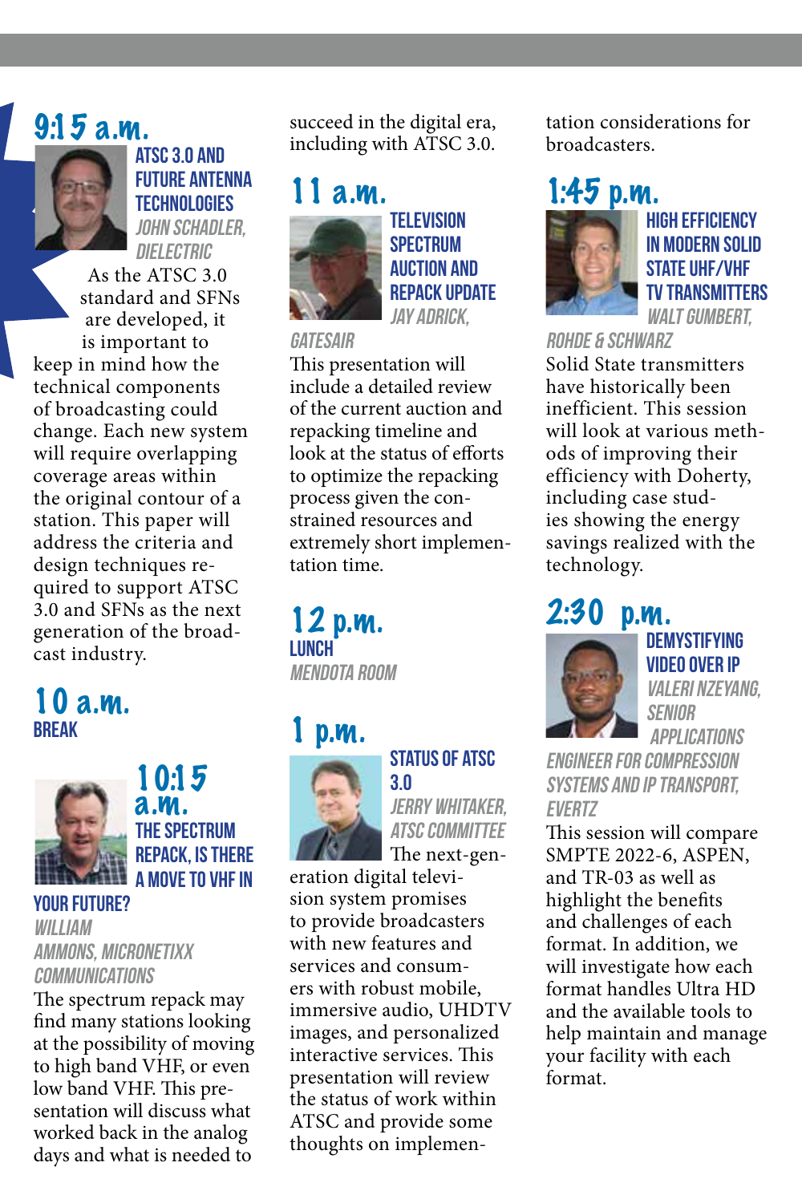## 9:15 a.m.

### ATSC 3.0 AND FUTURE ANTENNA TECHNOLOGIES

*JOHN SCHADLER, DIELECTRIC*

As the ATSC 3.0 standard and SFNs are developed, it is important to keep in mind how the technical components of broadcasting could change. Each new system will require overlapping coverage areas within the original contour of a station. This paper will address the criteria and design techniques required to support ATSC 3.0 and SFNs as the next generation of the broadcast industry.

## 10 a.m.

### BREAK

## 10:15 a.m.

### THE SPECTRUM REPACK, IS THERE A MOVE TO VHF IN YOUR FUTURE?

*WILLIAM AMMONS, MICRONETIXX COMMUNICATIONS*

The spectrum repack may find many stations looking at the possibility of moving to high band VHF, or even low band VHF. This presentation will discuss what worked back in the analog days and what is needed to succeed in the digital era, including with ATSC 3.0.

## 11 a.m.

### TELEVISION SPECTRUM AUCTION AND REPACK UPDATE

*JAY ADRICK, GATESAIR*

This presentation will include a detailed review of the current auction and repacking timeline and look at the status of efforts to optimize the repacking process given the constrained resources and extremely short implementation time.

## 12 p.m.

### LUNCH

*MENDOTA ROOM*

## 1 p.m.

### STATUS OF ATSC 3.0

*JERRY WHITAKER, ATSC COMMITTEE*

The next-generation digital television system promises to provide broadcasters with new features and services and consumers with robust mobile, immersive audio, UHDTV images, and personalized interactive services. This presentation will review the status of work within ATSC and provide some thoughts on implementation considerations for broadcasters.

## 1:45 p.m.

### HIGH EFFICIENCY IN MODERN SOLID STATE UHF/VHF TV TRANSMITTERS

*WALT GUMBERT, ROHDE & SCHWARZ*

Solid State transmitters have historically been inefficient. This session will look at various methods of improving their efficiency with Doherty, including case studies showing the energy savings realized with the technology.

## 2:30 p.m.

### DEMYSTIFYING VIDEO OVER IP

*VALERI NZEYANG, SENIOR APPLICATIONS ENGINEER FOR COMPRESSION SYSTEMS AND IP TRANSPORT, EVERTZ*

This session will compare SMPTE 2022-6, ASPEN, and TR-03 as well as highlight the benefits and challenges of each format. In addition, we will investigate how each format handles Ultra HD and the available tools to help maintain and manage your facility with each format.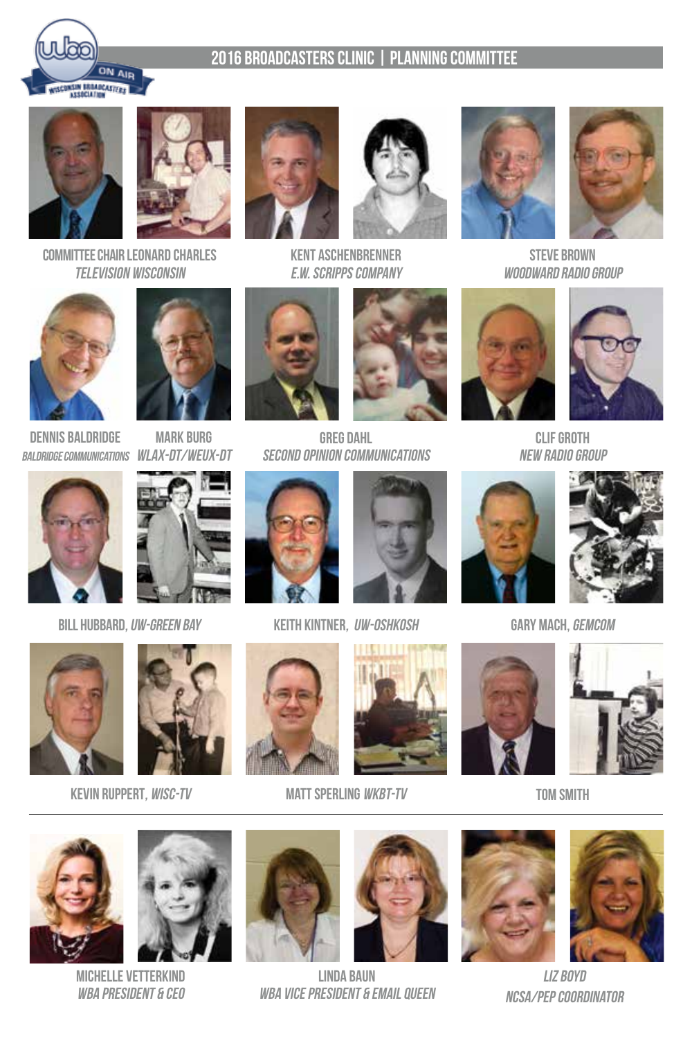## 2016 BROADCASTERS CLINIC | PLANNING COMMITTEE

COMMITTEE CHAIR LEONARD CHARLES
*TELEVISION WISCONSIN*

KENT ASCHENBRENNER
*E.W. SCRIPPS COMPANY*

STEVE BROWN
*WOODWARD RADIO GROUP*

DENNIS BALDRIDGE
*BALDRIDGE COMMUNICATIONS*

MARK BURG
*WLAX-DT/WEUX-DT*

GREG DAHL
*SECOND OPINION COMMUNICATIONS*

CLIF GROTH
*NEW RADIO GROUP*

BILL HUBBARD, *UW-GREEN BAY*

KEITH KINTNER, *UW-OSHKOSH*

GARY MACH, *GEMCOM*

KEVIN RUPPERT, *WISC-TV*

MATT SPERLING *WKBT-TV*

TOM SMITH

---

MICHELLE VETTERKIND
*WBA PRESIDENT & CEO*

LINDA BAUN
*WBA VICE PRESIDENT & EMAIL QUEEN*

*LIZ BOYD*
*NCSA/PEP COORDINATOR*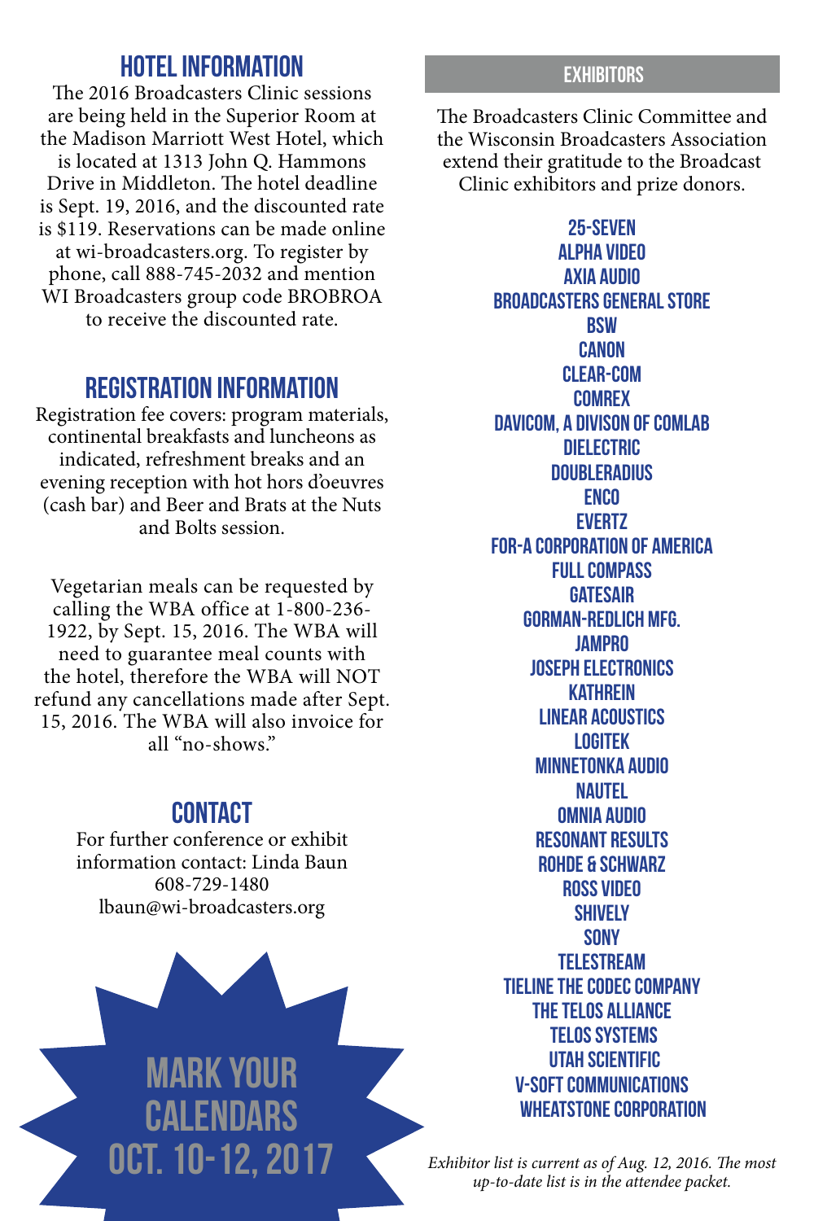## HOTEL INFORMATION

The 2016 Broadcasters Clinic sessions are being held in the Superior Room at the Madison Marriott West Hotel, which is located at 1313 John Q. Hammons Drive in Middleton. The hotel deadline is Sept. 19, 2016, and the discounted rate is $119. Reservations can be made online at wi-broadcasters.org. To register by phone, call 888-745-2032 and mention WI Broadcasters group code BROBROA to receive the discounted rate.

## REGISTRATION INFORMATION

Registration fee covers: program materials, continental breakfasts and luncheons as indicated, refreshment breaks and an evening reception with hot hors d'oeuvres (cash bar) and Beer and Brats at the Nuts and Bolts session.

Vegetarian meals can be requested by calling the WBA office at 1-800-236-1922, by Sept. 15, 2016. The WBA will need to guarantee meal counts with the hotel, therefore the WBA will NOT refund any cancellations made after Sept. 15, 2016. The WBA will also invoice for all "no-shows."

## CONTACT

For further conference or exhibit information contact: Linda Baun
608-729-1480
lbaun@wi-broadcasters.org

**MARK YOUR CALENDARS**
**OCT. 10-12, 2017**

## EXHIBITORS

The Broadcasters Clinic Committee and the Wisconsin Broadcasters Association extend their gratitude to the Broadcast Clinic exhibitors and prize donors.

25-SEVEN
ALPHA VIDEO
AXIA AUDIO
BROADCASTERS GENERAL STORE
BSW
CANON
CLEAR-COM
COMREX
DAVICOM, A DIVISON OF COMLAB
DIELECTRIC
DOUBLERADIUS
ENCO
EVERTZ
FOR-A CORPORATION OF AMERICA
FULL COMPASS
GATESAIR
GORMAN-REDLICH MFG.
JAMPRO
JOSEPH ELECTRONICS
KATHREIN
LINEAR ACOUSTICS
LOGITEK
MINNETONKA AUDIO
NAUTEL
OMNIA AUDIO
RESONANT RESULTS
ROHDE & SCHWARZ
ROSS VIDEO
SHIVELY
SONY
TELESTREAM
TIELINE THE CODEC COMPANY
THE TELOS ALLIANCE
TELOS SYSTEMS
UTAH SCIENTIFIC
V-SOFT COMMUNICATIONS
WHEATSTONE CORPORATION

*Exhibitor list is current as of Aug. 12, 2016. The most up-to-date list is in the attendee packet.*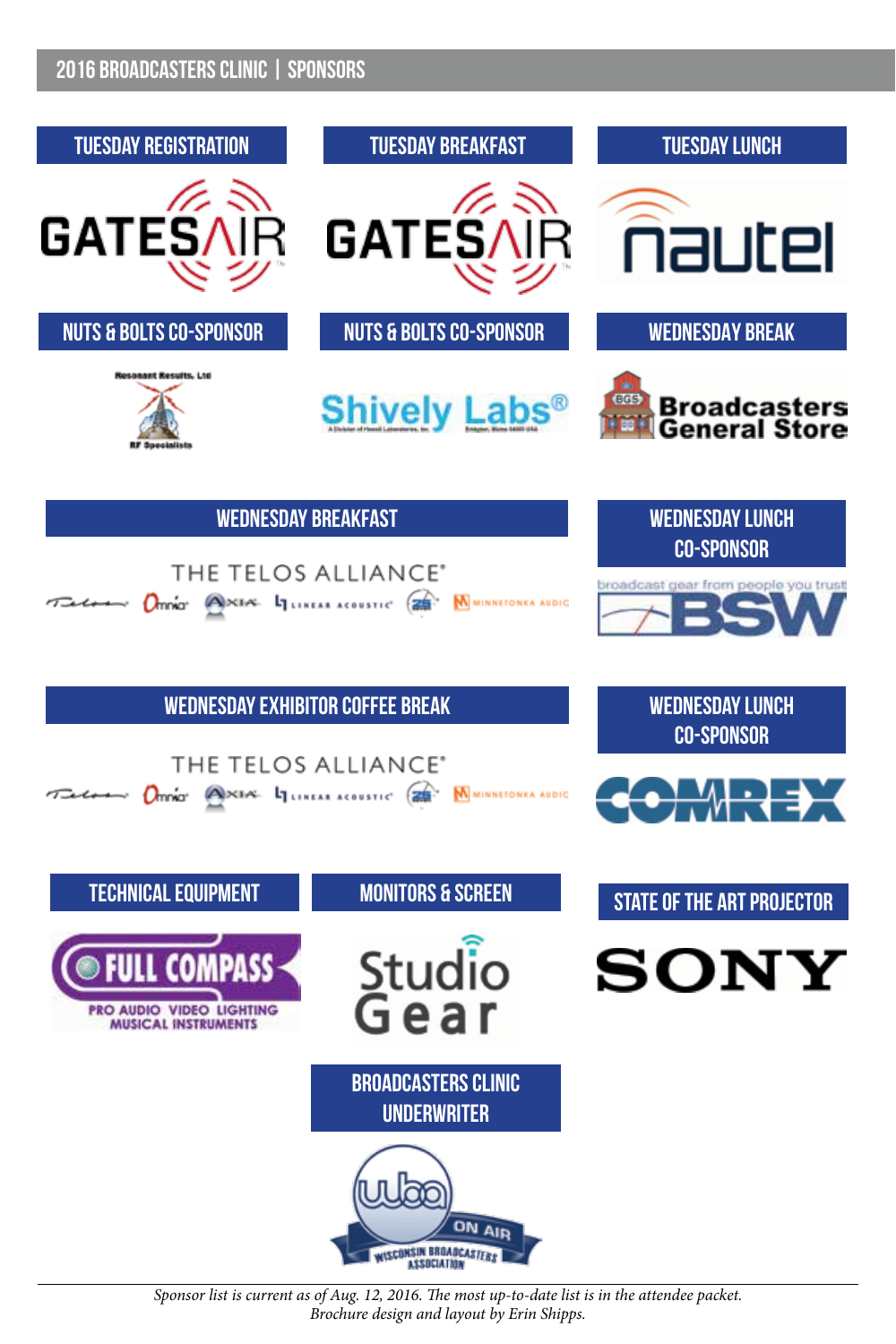## 2016 BROADCASTERS CLINIC | SPONSORS

### TUESDAY REGISTRATION

GATESAIR

### TUESDAY BREAKFAST

GATESAIR

### TUESDAY LUNCH

nautel

### NUTS & BOLTS CO-SPONSOR

Resonant Results, Ltd

RF Specialists

### NUTS & BOLTS CO-SPONSOR

Shively Labs®

### WEDNESDAY BREAK

Broadcasters General Store

### WEDNESDAY BREAKFAST

THE TELOS ALLIANCE®

Telos · Omnia · Axia · Linear Acoustic · 25-Seven · Minnetonka Audio

### WEDNESDAY LUNCH CO-SPONSOR

broadcast gear from people you trust

BSW

### WEDNESDAY EXHIBITOR COFFEE BREAK

THE TELOS ALLIANCE®

Telos · Omnia · Axia · Linear Acoustic · 25-Seven · Minnetonka Audio

### WEDNESDAY LUNCH CO-SPONSOR

COMREX

### TECHNICAL EQUIPMENT

FULL COMPASS

PRO AUDIO VIDEO LIGHTING MUSICAL INSTRUMENTS

### MONITORS & SCREEN

Studio Gear

### STATE OF THE ART PROJECTOR

SONY

### BROADCASTERS CLINIC UNDERWRITER

wba ON AIR

WISCONSIN BROADCASTERS ASSOCIATION

---

*Sponsor list is current as of Aug. 12, 2016. The most up-to-date list is in the attendee packet.*
*Brochure design and layout by Erin Shipps.*